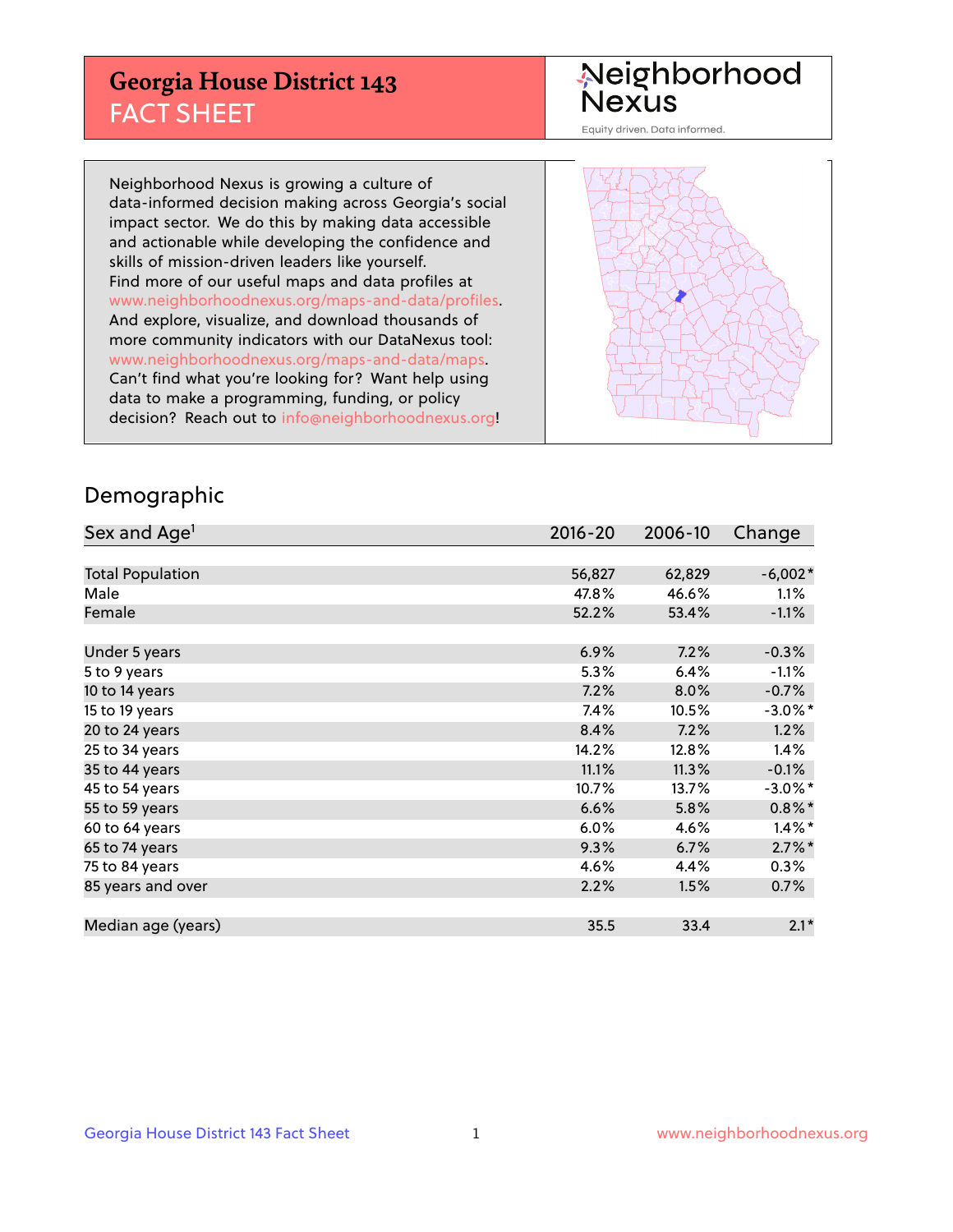# Georgia House District 143
## FACT SHEET

Neighborhood Nexus
Equity driven. Data informed.

Neighborhood Nexus is growing a culture of data-informed decision making across Georgia's social impact sector. We do this by making data accessible and actionable while developing the confidence and skills of mission-driven leaders like yourself. Find more of our useful maps and data profiles at www.neighborhoodnexus.org/maps-and-data/profiles. And explore, visualize, and download thousands of more community indicators with our DataNexus tool: www.neighborhoodnexus.org/maps-and-data/maps. Can't find what you're looking for? Want help using data to make a programming, funding, or policy decision? Reach out to info@neighborhoodnexus.org!

## Demographic

| Sex and Age[1] | 2016-20 | 2006-10 | Change |
|---|---|---|---|
| Total Population | 56,827 | 62,829 | -6,002* |
| Male | 47.8% | 46.6% | 1.1% |
| Female | 52.2% | 53.4% | -1.1% |
| Under 5 years | 6.9% | 7.2% | -0.3% |
| 5 to 9 years | 5.3% | 6.4% | -1.1% |
| 10 to 14 years | 7.2% | 8.0% | -0.7% |
| 15 to 19 years | 7.4% | 10.5% | -3.0%* |
| 20 to 24 years | 8.4% | 7.2% | 1.2% |
| 25 to 34 years | 14.2% | 12.8% | 1.4% |
| 35 to 44 years | 11.1% | 11.3% | -0.1% |
| 45 to 54 years | 10.7% | 13.7% | -3.0%* |
| 55 to 59 years | 6.6% | 5.8% | 0.8%* |
| 60 to 64 years | 6.0% | 4.6% | 1.4%* |
| 65 to 74 years | 9.3% | 6.7% | 2.7%* |
| 75 to 84 years | 4.6% | 4.4% | 0.3% |
| 85 years and over | 2.2% | 1.5% | 0.7% |
| Median age (years) | 35.5 | 33.4 | 2.1* |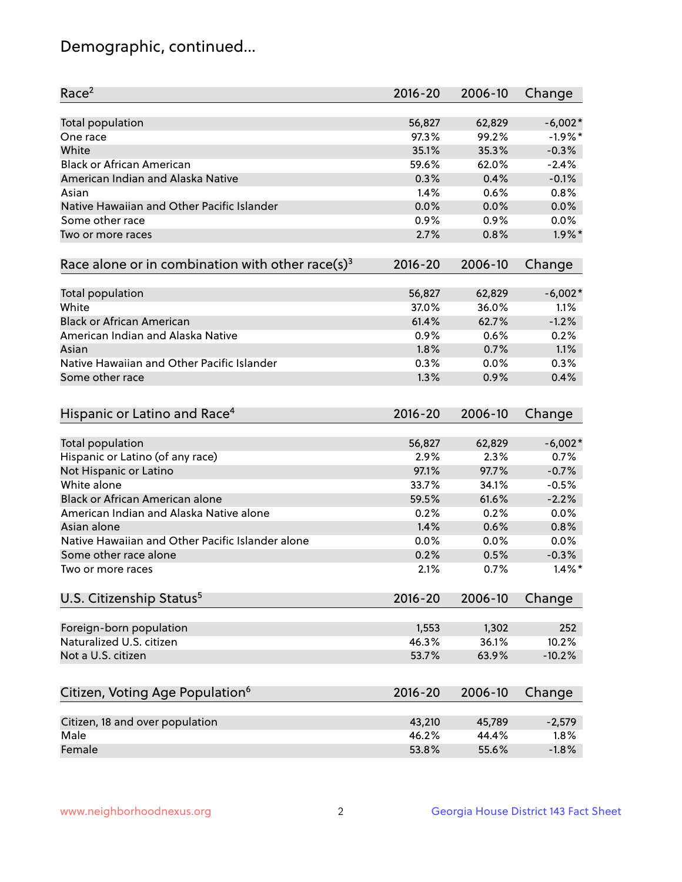# Demographic, continued...

| Race[2] | 2016-20 | 2006-10 | Change |
|---|---|---|---|
| Total population | 56,827 | 62,829 | -6,002* |
| One race | 97.3% | 99.2% | -1.9%* |
| White | 35.1% | 35.3% | -0.3% |
| Black or African American | 59.6% | 62.0% | -2.4% |
| American Indian and Alaska Native | 0.3% | 0.4% | -0.1% |
| Asian | 1.4% | 0.6% | 0.8% |
| Native Hawaiian and Other Pacific Islander | 0.0% | 0.0% | 0.0% |
| Some other race | 0.9% | 0.9% | 0.0% |
| Two or more races | 2.7% | 0.8% | 1.9%* |

| Race alone or in combination with other race(s)[3] | 2016-20 | 2006-10 | Change |
|---|---|---|---|
| Total population | 56,827 | 62,829 | -6,002* |
| White | 37.0% | 36.0% | 1.1% |
| Black or African American | 61.4% | 62.7% | -1.2% |
| American Indian and Alaska Native | 0.9% | 0.6% | 0.2% |
| Asian | 1.8% | 0.7% | 1.1% |
| Native Hawaiian and Other Pacific Islander | 0.3% | 0.0% | 0.3% |
| Some other race | 1.3% | 0.9% | 0.4% |

| Hispanic or Latino and Race[4] | 2016-20 | 2006-10 | Change |
|---|---|---|---|
| Total population | 56,827 | 62,829 | -6,002* |
| Hispanic or Latino (of any race) | 2.9% | 2.3% | 0.7% |
| Not Hispanic or Latino | 97.1% | 97.7% | -0.7% |
| White alone | 33.7% | 34.1% | -0.5% |
| Black or African American alone | 59.5% | 61.6% | -2.2% |
| American Indian and Alaska Native alone | 0.2% | 0.2% | 0.0% |
| Asian alone | 1.4% | 0.6% | 0.8% |
| Native Hawaiian and Other Pacific Islander alone | 0.0% | 0.0% | 0.0% |
| Some other race alone | 0.2% | 0.5% | -0.3% |
| Two or more races | 2.1% | 0.7% | 1.4%* |

| U.S. Citizenship Status[5] | 2016-20 | 2006-10 | Change |
|---|---|---|---|
| Foreign-born population | 1,553 | 1,302 | 252 |
| Naturalized U.S. citizen | 46.3% | 36.1% | 10.2% |
| Not a U.S. citizen | 53.7% | 63.9% | -10.2% |

| Citizen, Voting Age Population[6] | 2016-20 | 2006-10 | Change |
|---|---|---|---|
| Citizen, 18 and over population | 43,210 | 45,789 | -2,579 |
| Male | 46.2% | 44.4% | 1.8% |
| Female | 53.8% | 55.6% | -1.8% |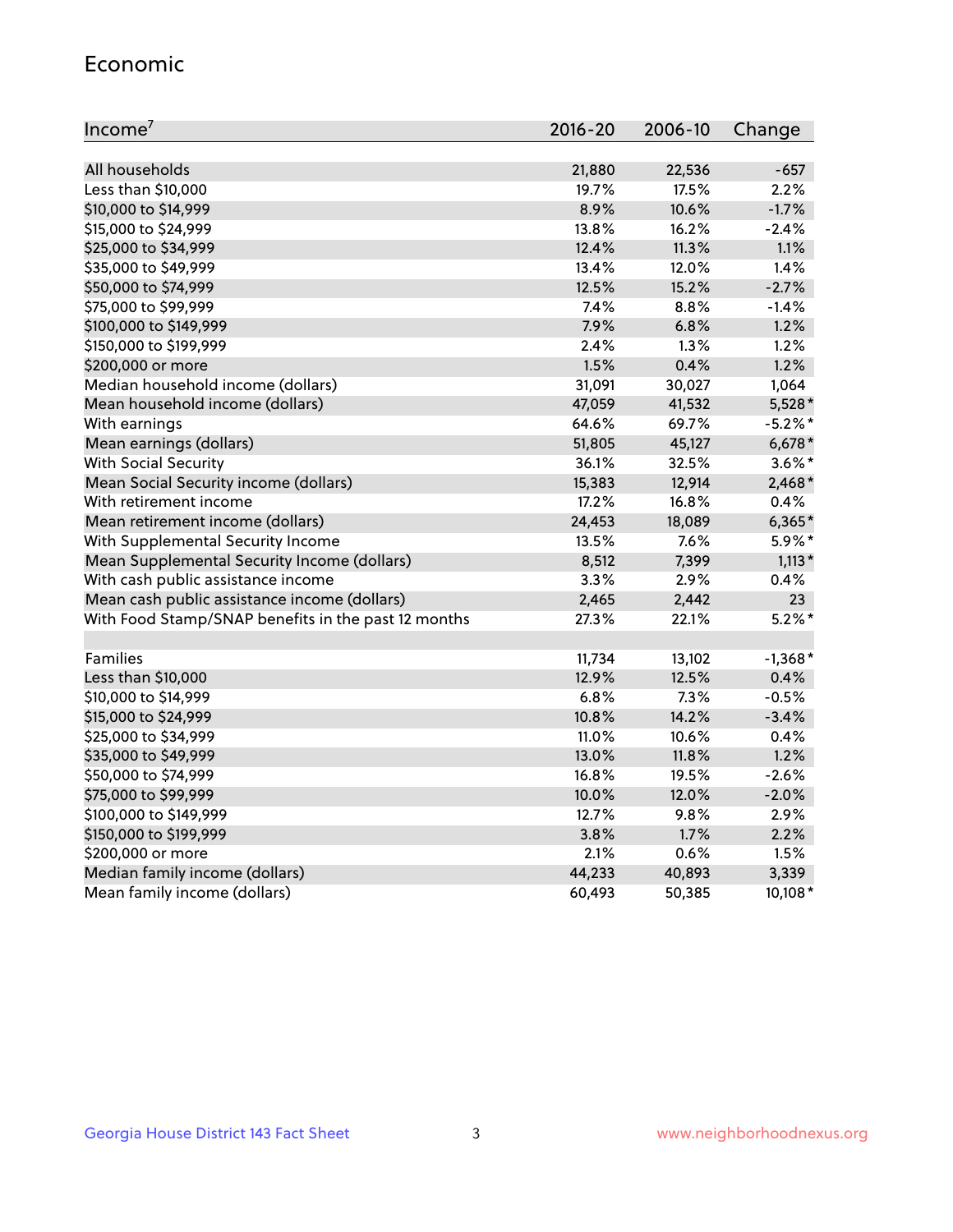## Economic

| Income[7] | 2016-20 | 2006-10 | Change |
|---|---|---|---|
| All households | 21,880 | 22,536 | -657 |
| Less than $10,000 | 19.7% | 17.5% | 2.2% |
| $10,000 to $14,999 | 8.9% | 10.6% | -1.7% |
| $15,000 to $24,999 | 13.8% | 16.2% | -2.4% |
| $25,000 to $34,999 | 12.4% | 11.3% | 1.1% |
| $35,000 to $49,999 | 13.4% | 12.0% | 1.4% |
| $50,000 to $74,999 | 12.5% | 15.2% | -2.7% |
| $75,000 to $99,999 | 7.4% | 8.8% | -1.4% |
| $100,000 to $149,999 | 7.9% | 6.8% | 1.2% |
| $150,000 to $199,999 | 2.4% | 1.3% | 1.2% |
| $200,000 or more | 1.5% | 0.4% | 1.2% |
| Median household income (dollars) | 31,091 | 30,027 | 1,064 |
| Mean household income (dollars) | 47,059 | 41,532 | 5,528* |
| With earnings | 64.6% | 69.7% | -5.2%* |
| Mean earnings (dollars) | 51,805 | 45,127 | 6,678* |
| With Social Security | 36.1% | 32.5% | 3.6%* |
| Mean Social Security income (dollars) | 15,383 | 12,914 | 2,468* |
| With retirement income | 17.2% | 16.8% | 0.4% |
| Mean retirement income (dollars) | 24,453 | 18,089 | 6,365* |
| With Supplemental Security Income | 13.5% | 7.6% | 5.9%* |
| Mean Supplemental Security Income (dollars) | 8,512 | 7,399 | 1,113* |
| With cash public assistance income | 3.3% | 2.9% | 0.4% |
| Mean cash public assistance income (dollars) | 2,465 | 2,442 | 23 |
| With Food Stamp/SNAP benefits in the past 12 months | 27.3% | 22.1% | 5.2%* |
| | | | |
| Families | 11,734 | 13,102 | -1,368* |
| Less than $10,000 | 12.9% | 12.5% | 0.4% |
| $10,000 to $14,999 | 6.8% | 7.3% | -0.5% |
| $15,000 to $24,999 | 10.8% | 14.2% | -3.4% |
| $25,000 to $34,999 | 11.0% | 10.6% | 0.4% |
| $35,000 to $49,999 | 13.0% | 11.8% | 1.2% |
| $50,000 to $74,999 | 16.8% | 19.5% | -2.6% |
| $75,000 to $99,999 | 10.0% | 12.0% | -2.0% |
| $100,000 to $149,999 | 12.7% | 9.8% | 2.9% |
| $150,000 to $199,999 | 3.8% | 1.7% | 2.2% |
| $200,000 or more | 2.1% | 0.6% | 1.5% |
| Median family income (dollars) | 44,233 | 40,893 | 3,339 |
| Mean family income (dollars) | 60,493 | 50,385 | 10,108* |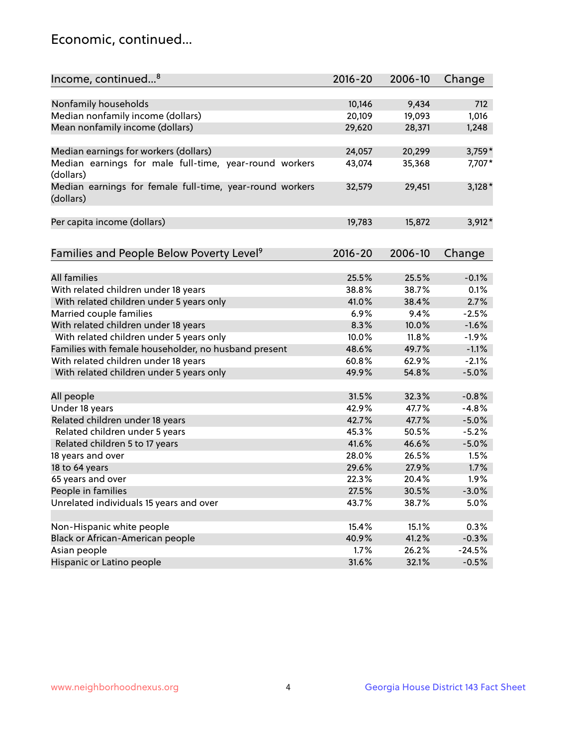## Economic, continued...

| Income, continued...[8] | 2016-20 | 2006-10 | Change |
|---|---|---|---|
| Nonfamily households | 10,146 | 9,434 | 712 |
| Median nonfamily income (dollars) | 20,109 | 19,093 | 1,016 |
| Mean nonfamily income (dollars) | 29,620 | 28,371 | 1,248 |
| Median earnings for workers (dollars) | 24,057 | 20,299 | 3,759* |
| Median earnings for male full-time, year-round workers (dollars) | 43,074 | 35,368 | 7,707* |
| Median earnings for female full-time, year-round workers (dollars) | 32,579 | 29,451 | 3,128* |
| Per capita income (dollars) | 19,783 | 15,872 | 3,912* |

| Families and People Below Poverty Level[9] | 2016-20 | 2006-10 | Change |
|---|---|---|---|
| All families | 25.5% | 25.5% | -0.1% |
| With related children under 18 years | 38.8% | 38.7% | 0.1% |
| With related children under 5 years only | 41.0% | 38.4% | 2.7% |
| Married couple families | 6.9% | 9.4% | -2.5% |
| With related children under 18 years | 8.3% | 10.0% | -1.6% |
| With related children under 5 years only | 10.0% | 11.8% | -1.9% |
| Families with female householder, no husband present | 48.6% | 49.7% | -1.1% |
| With related children under 18 years | 60.8% | 62.9% | -2.1% |
| With related children under 5 years only | 49.9% | 54.8% | -5.0% |
| All people | 31.5% | 32.3% | -0.8% |
| Under 18 years | 42.9% | 47.7% | -4.8% |
| Related children under 18 years | 42.7% | 47.7% | -5.0% |
| Related children under 5 years | 45.3% | 50.5% | -5.2% |
| Related children 5 to 17 years | 41.6% | 46.6% | -5.0% |
| 18 years and over | 28.0% | 26.5% | 1.5% |
| 18 to 64 years | 29.6% | 27.9% | 1.7% |
| 65 years and over | 22.3% | 20.4% | 1.9% |
| People in families | 27.5% | 30.5% | -3.0% |
| Unrelated individuals 15 years and over | 43.7% | 38.7% | 5.0% |
| Non-Hispanic white people | 15.4% | 15.1% | 0.3% |
| Black or African-American people | 40.9% | 41.2% | -0.3% |
| Asian people | 1.7% | 26.2% | -24.5% |
| Hispanic or Latino people | 31.6% | 32.1% | -0.5% |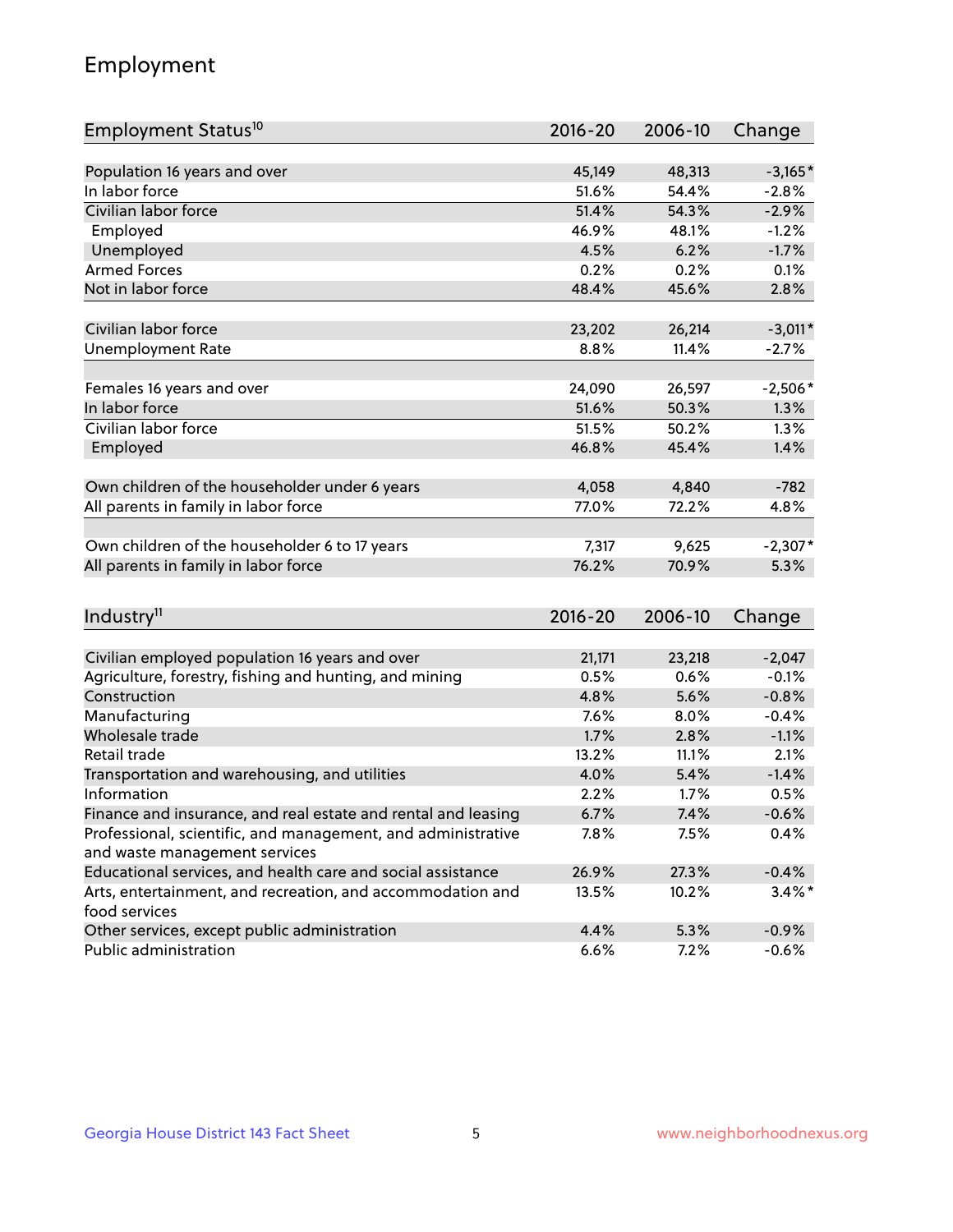## Employment

| Employment Status[10] | 2016-20 | 2006-10 | Change |
|---|---|---|---|
| Population 16 years and over | 45,149 | 48,313 | -3,165* |
| In labor force | 51.6% | 54.4% | -2.8% |
| Civilian labor force | 51.4% | 54.3% | -2.9% |
| Employed | 46.9% | 48.1% | -1.2% |
| Unemployed | 4.5% | 6.2% | -1.7% |
| Armed Forces | 0.2% | 0.2% | 0.1% |
| Not in labor force | 48.4% | 45.6% | 2.8% |
| | | | |
| Civilian labor force | 23,202 | 26,214 | -3,011* |
| Unemployment Rate | 8.8% | 11.4% | -2.7% |
| | | | |
| Females 16 years and over | 24,090 | 26,597 | -2,506* |
| In labor force | 51.6% | 50.3% | 1.3% |
| Civilian labor force | 51.5% | 50.2% | 1.3% |
| Employed | 46.8% | 45.4% | 1.4% |
| | | | |
| Own children of the householder under 6 years | 4,058 | 4,840 | -782 |
| All parents in family in labor force | 77.0% | 72.2% | 4.8% |
| | | | |
| Own children of the householder 6 to 17 years | 7,317 | 9,625 | -2,307* |
| All parents in family in labor force | 76.2% | 70.9% | 5.3% |

| Industry[11] | 2016-20 | 2006-10 | Change |
|---|---|---|---|
| Civilian employed population 16 years and over | 21,171 | 23,218 | -2,047 |
| Agriculture, forestry, fishing and hunting, and mining | 0.5% | 0.6% | -0.1% |
| Construction | 4.8% | 5.6% | -0.8% |
| Manufacturing | 7.6% | 8.0% | -0.4% |
| Wholesale trade | 1.7% | 2.8% | -1.1% |
| Retail trade | 13.2% | 11.1% | 2.1% |
| Transportation and warehousing, and utilities | 4.0% | 5.4% | -1.4% |
| Information | 2.2% | 1.7% | 0.5% |
| Finance and insurance, and real estate and rental and leasing | 6.7% | 7.4% | -0.6% |
| Professional, scientific, and management, and administrative and waste management services | 7.8% | 7.5% | 0.4% |
| Educational services, and health care and social assistance | 26.9% | 27.3% | -0.4% |
| Arts, entertainment, and recreation, and accommodation and food services | 13.5% | 10.2% | 3.4%* |
| Other services, except public administration | 4.4% | 5.3% | -0.9% |
| Public administration | 6.6% | 7.2% | -0.6% |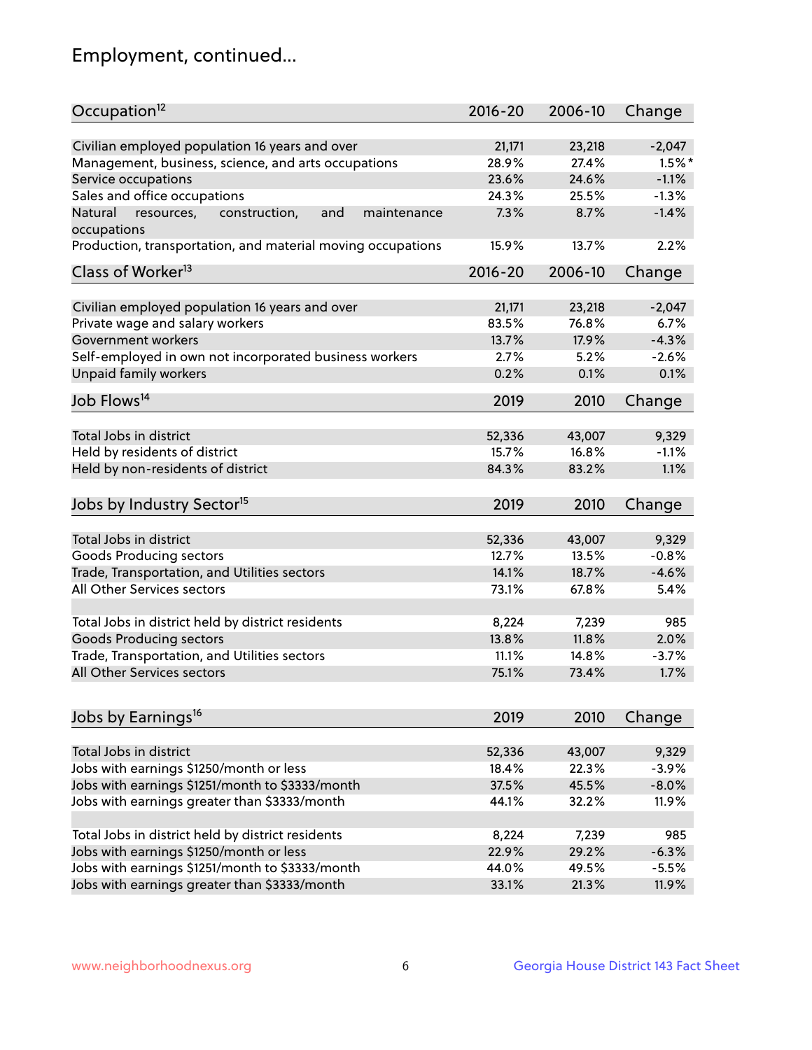# Employment, continued...

| Occupation[12] | 2016-20 | 2006-10 | Change |
|---|---|---|---|
| Civilian employed population 16 years and over | 21,171 | 23,218 | -2,047 |
| Management, business, science, and arts occupations | 28.9% | 27.4% | 1.5%* |
| Service occupations | 23.6% | 24.6% | -1.1% |
| Sales and office occupations | 24.3% | 25.5% | -1.3% |
| Natural resources, construction, and maintenance occupations | 7.3% | 8.7% | -1.4% |
| Production, transportation, and material moving occupations | 15.9% | 13.7% | 2.2% |

| Class of Worker[13] | 2016-20 | 2006-10 | Change |
|---|---|---|---|
| Civilian employed population 16 years and over | 21,171 | 23,218 | -2,047 |
| Private wage and salary workers | 83.5% | 76.8% | 6.7% |
| Government workers | 13.7% | 17.9% | -4.3% |
| Self-employed in own not incorporated business workers | 2.7% | 5.2% | -2.6% |
| Unpaid family workers | 0.2% | 0.1% | 0.1% |

| Job Flows[14] | 2019 | 2010 | Change |
|---|---|---|---|
| Total Jobs in district | 52,336 | 43,007 | 9,329 |
| Held by residents of district | 15.7% | 16.8% | -1.1% |
| Held by non-residents of district | 84.3% | 83.2% | 1.1% |

| Jobs by Industry Sector[15] | 2019 | 2010 | Change |
|---|---|---|---|
| Total Jobs in district | 52,336 | 43,007 | 9,329 |
| Goods Producing sectors | 12.7% | 13.5% | -0.8% |
| Trade, Transportation, and Utilities sectors | 14.1% | 18.7% | -4.6% |
| All Other Services sectors | 73.1% | 67.8% | 5.4% |
| | | | |
| Total Jobs in district held by district residents | 8,224 | 7,239 | 985 |
| Goods Producing sectors | 13.8% | 11.8% | 2.0% |
| Trade, Transportation, and Utilities sectors | 11.1% | 14.8% | -3.7% |
| All Other Services sectors | 75.1% | 73.4% | 1.7% |

| Jobs by Earnings[16] | 2019 | 2010 | Change |
|---|---|---|---|
| Total Jobs in district | 52,336 | 43,007 | 9,329 |
| Jobs with earnings $1250/month or less | 18.4% | 22.3% | -3.9% |
| Jobs with earnings $1251/month to $3333/month | 37.5% | 45.5% | -8.0% |
| Jobs with earnings greater than $3333/month | 44.1% | 32.2% | 11.9% |
| | | | |
| Total Jobs in district held by district residents | 8,224 | 7,239 | 985 |
| Jobs with earnings $1250/month or less | 22.9% | 29.2% | -6.3% |
| Jobs with earnings $1251/month to $3333/month | 44.0% | 49.5% | -5.5% |
| Jobs with earnings greater than $3333/month | 33.1% | 21.3% | 11.9% |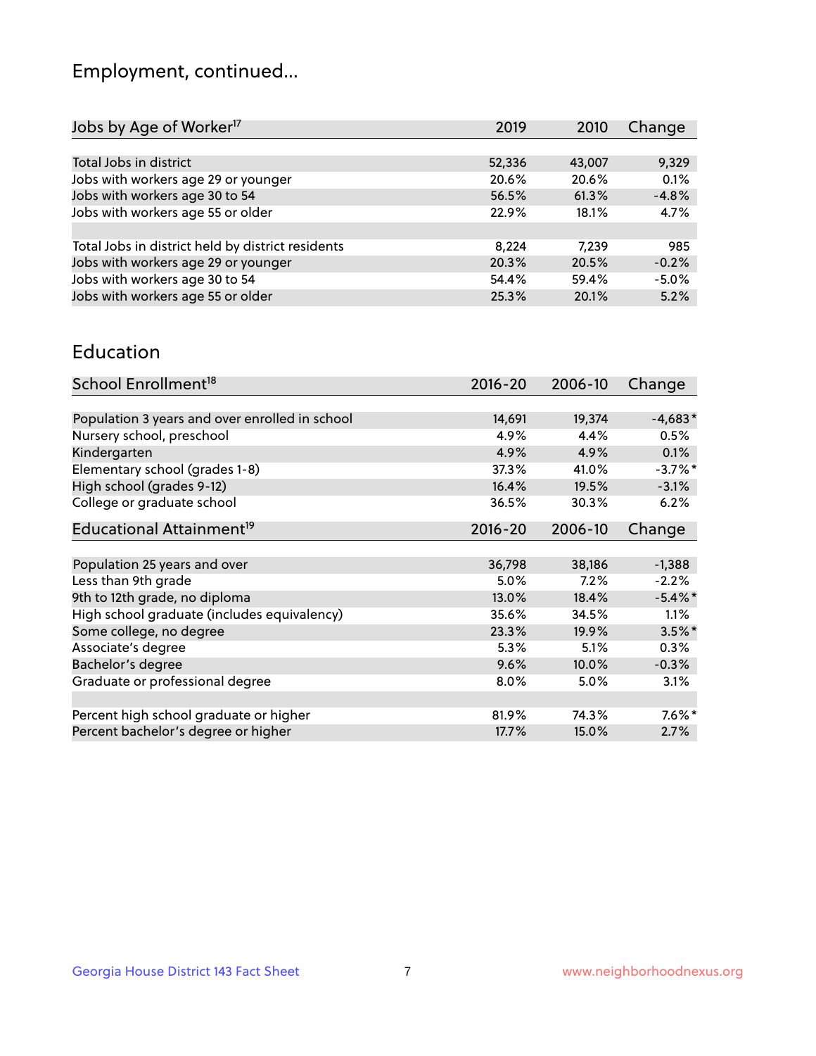## Employment, continued...

| Jobs by Age of Worker[17] | 2019 | 2010 | Change |
|---|---|---|---|
| Total Jobs in district | 52,336 | 43,007 | 9,329 |
| Jobs with workers age 29 or younger | 20.6% | 20.6% | 0.1% |
| Jobs with workers age 30 to 54 | 56.5% | 61.3% | -4.8% |
| Jobs with workers age 55 or older | 22.9% | 18.1% | 4.7% |
| | | | |
| Total Jobs in district held by district residents | 8,224 | 7,239 | 985 |
| Jobs with workers age 29 or younger | 20.3% | 20.5% | -0.2% |
| Jobs with workers age 30 to 54 | 54.4% | 59.4% | -5.0% |
| Jobs with workers age 55 or older | 25.3% | 20.1% | 5.2% |

## Education

| School Enrollment[18] | 2016-20 | 2006-10 | Change |
|---|---|---|---|
| Population 3 years and over enrolled in school | 14,691 | 19,374 | -4,683* |
| Nursery school, preschool | 4.9% | 4.4% | 0.5% |
| Kindergarten | 4.9% | 4.9% | 0.1% |
| Elementary school (grades 1-8) | 37.3% | 41.0% | -3.7%* |
| High school (grades 9-12) | 16.4% | 19.5% | -3.1% |
| College or graduate school | 36.5% | 30.3% | 6.2% |

| Educational Attainment[19] | 2016-20 | 2006-10 | Change |
|---|---|---|---|
| Population 25 years and over | 36,798 | 38,186 | -1,388 |
| Less than 9th grade | 5.0% | 7.2% | -2.2% |
| 9th to 12th grade, no diploma | 13.0% | 18.4% | -5.4%* |
| High school graduate (includes equivalency) | 35.6% | 34.5% | 1.1% |
| Some college, no degree | 23.3% | 19.9% | 3.5%* |
| Associate's degree | 5.3% | 5.1% | 0.3% |
| Bachelor's degree | 9.6% | 10.0% | -0.3% |
| Graduate or professional degree | 8.0% | 5.0% | 3.1% |
| | | | |
| Percent high school graduate or higher | 81.9% | 74.3% | 7.6%* |
| Percent bachelor's degree or higher | 17.7% | 15.0% | 2.7% |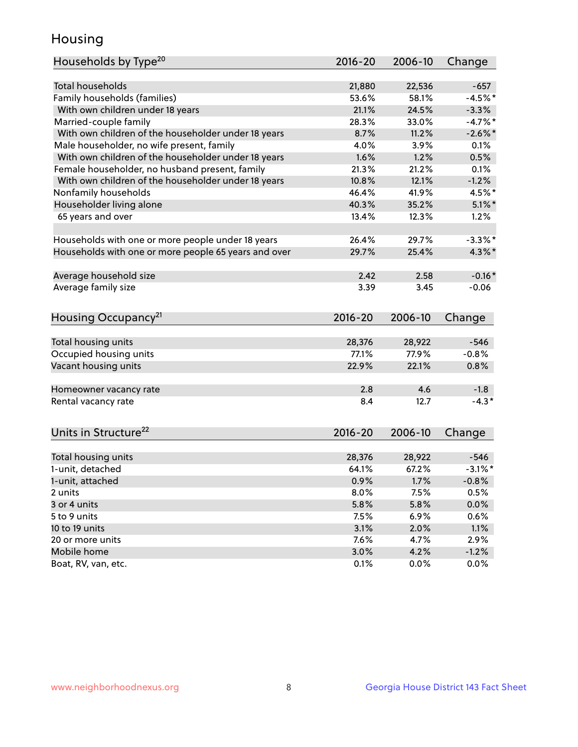# Housing

| Households by Type[20] | 2016-20 | 2006-10 | Change |
|---|---|---|---|
| Total households | 21,880 | 22,536 | -657 |
| Family households (families) | 53.6% | 58.1% | -4.5%* |
| With own children under 18 years | 21.1% | 24.5% | -3.3% |
| Married-couple family | 28.3% | 33.0% | -4.7%* |
| With own children of the householder under 18 years | 8.7% | 11.2% | -2.6%* |
| Male householder, no wife present, family | 4.0% | 3.9% | 0.1% |
| With own children of the householder under 18 years | 1.6% | 1.2% | 0.5% |
| Female householder, no husband present, family | 21.3% | 21.2% | 0.1% |
| With own children of the householder under 18 years | 10.8% | 12.1% | -1.2% |
| Nonfamily households | 46.4% | 41.9% | 4.5%* |
| Householder living alone | 40.3% | 35.2% | 5.1%* |
| 65 years and over | 13.4% | 12.3% | 1.2% |
| | | | |
| Households with one or more people under 18 years | 26.4% | 29.7% | -3.3%* |
| Households with one or more people 65 years and over | 29.7% | 25.4% | 4.3%* |
| | | | |
| Average household size | 2.42 | 2.58 | -0.16* |
| Average family size | 3.39 | 3.45 | -0.06 |

| Housing Occupancy[21] | 2016-20 | 2006-10 | Change |
|---|---|---|---|
| Total housing units | 28,376 | 28,922 | -546 |
| Occupied housing units | 77.1% | 77.9% | -0.8% |
| Vacant housing units | 22.9% | 22.1% | 0.8% |
| | | | |
| Homeowner vacancy rate | 2.8 | 4.6 | -1.8 |
| Rental vacancy rate | 8.4 | 12.7 | -4.3* |

| Units in Structure[22] | 2016-20 | 2006-10 | Change |
|---|---|---|---|
| Total housing units | 28,376 | 28,922 | -546 |
| 1-unit, detached | 64.1% | 67.2% | -3.1%* |
| 1-unit, attached | 0.9% | 1.7% | -0.8% |
| 2 units | 8.0% | 7.5% | 0.5% |
| 3 or 4 units | 5.8% | 5.8% | 0.0% |
| 5 to 9 units | 7.5% | 6.9% | 0.6% |
| 10 to 19 units | 3.1% | 2.0% | 1.1% |
| 20 or more units | 7.6% | 4.7% | 2.9% |
| Mobile home | 3.0% | 4.2% | -1.2% |
| Boat, RV, van, etc. | 0.1% | 0.0% | 0.0% |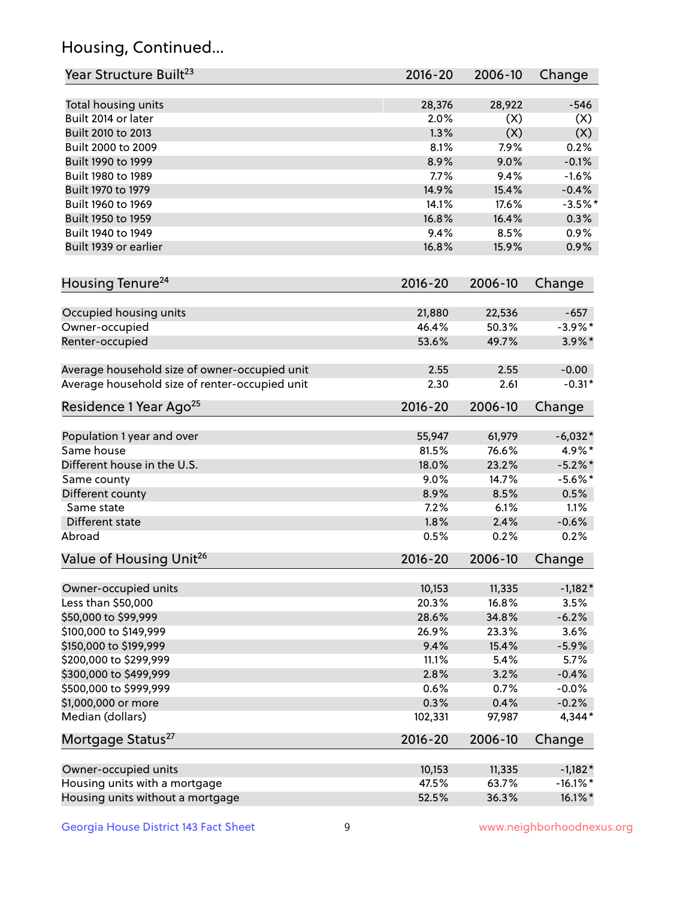## Housing, Continued...

| Year Structure Built[23] | 2016-20 | 2006-10 | Change |
|---|---|---|---|
| Total housing units | 28,376 | 28,922 | -546 |
| Built 2014 or later | 2.0% | (X) | (X) |
| Built 2010 to 2013 | 1.3% | (X) | (X) |
| Built 2000 to 2009 | 8.1% | 7.9% | 0.2% |
| Built 1990 to 1999 | 8.9% | 9.0% | -0.1% |
| Built 1980 to 1989 | 7.7% | 9.4% | -1.6% |
| Built 1970 to 1979 | 14.9% | 15.4% | -0.4% |
| Built 1960 to 1969 | 14.1% | 17.6% | -3.5%* |
| Built 1950 to 1959 | 16.8% | 16.4% | 0.3% |
| Built 1940 to 1949 | 9.4% | 8.5% | 0.9% |
| Built 1939 or earlier | 16.8% | 15.9% | 0.9% |

| Housing Tenure[24] | 2016-20 | 2006-10 | Change |
|---|---|---|---|
| Occupied housing units | 21,880 | 22,536 | -657 |
| Owner-occupied | 46.4% | 50.3% | -3.9%* |
| Renter-occupied | 53.6% | 49.7% | 3.9%* |
| Average household size of owner-occupied unit | 2.55 | 2.55 | -0.00 |
| Average household size of renter-occupied unit | 2.30 | 2.61 | -0.31* |

| Residence 1 Year Ago[25] | 2016-20 | 2006-10 | Change |
|---|---|---|---|
| Population 1 year and over | 55,947 | 61,979 | -6,032* |
| Same house | 81.5% | 76.6% | 4.9%* |
| Different house in the U.S. | 18.0% | 23.2% | -5.2%* |
| Same county | 9.0% | 14.7% | -5.6%* |
| Different county | 8.9% | 8.5% | 0.5% |
| Same state | 7.2% | 6.1% | 1.1% |
| Different state | 1.8% | 2.4% | -0.6% |
| Abroad | 0.5% | 0.2% | 0.2% |

| Value of Housing Unit[26] | 2016-20 | 2006-10 | Change |
|---|---|---|---|
| Owner-occupied units | 10,153 | 11,335 | -1,182* |
| Less than $50,000 | 20.3% | 16.8% | 3.5% |
| $50,000 to $99,999 | 28.6% | 34.8% | -6.2% |
| $100,000 to $149,999 | 26.9% | 23.3% | 3.6% |
| $150,000 to $199,999 | 9.4% | 15.4% | -5.9% |
| $200,000 to $299,999 | 11.1% | 5.4% | 5.7% |
| $300,000 to $499,999 | 2.8% | 3.2% | -0.4% |
| $500,000 to $999,999 | 0.6% | 0.7% | -0.0% |
| $1,000,000 or more | 0.3% | 0.4% | -0.2% |
| Median (dollars) | 102,331 | 97,987 | 4,344* |

| Mortgage Status[27] | 2016-20 | 2006-10 | Change |
|---|---|---|---|
| Owner-occupied units | 10,153 | 11,335 | -1,182* |
| Housing units with a mortgage | 47.5% | 63.7% | -16.1%* |
| Housing units without a mortgage | 52.5% | 36.3% | 16.1%* |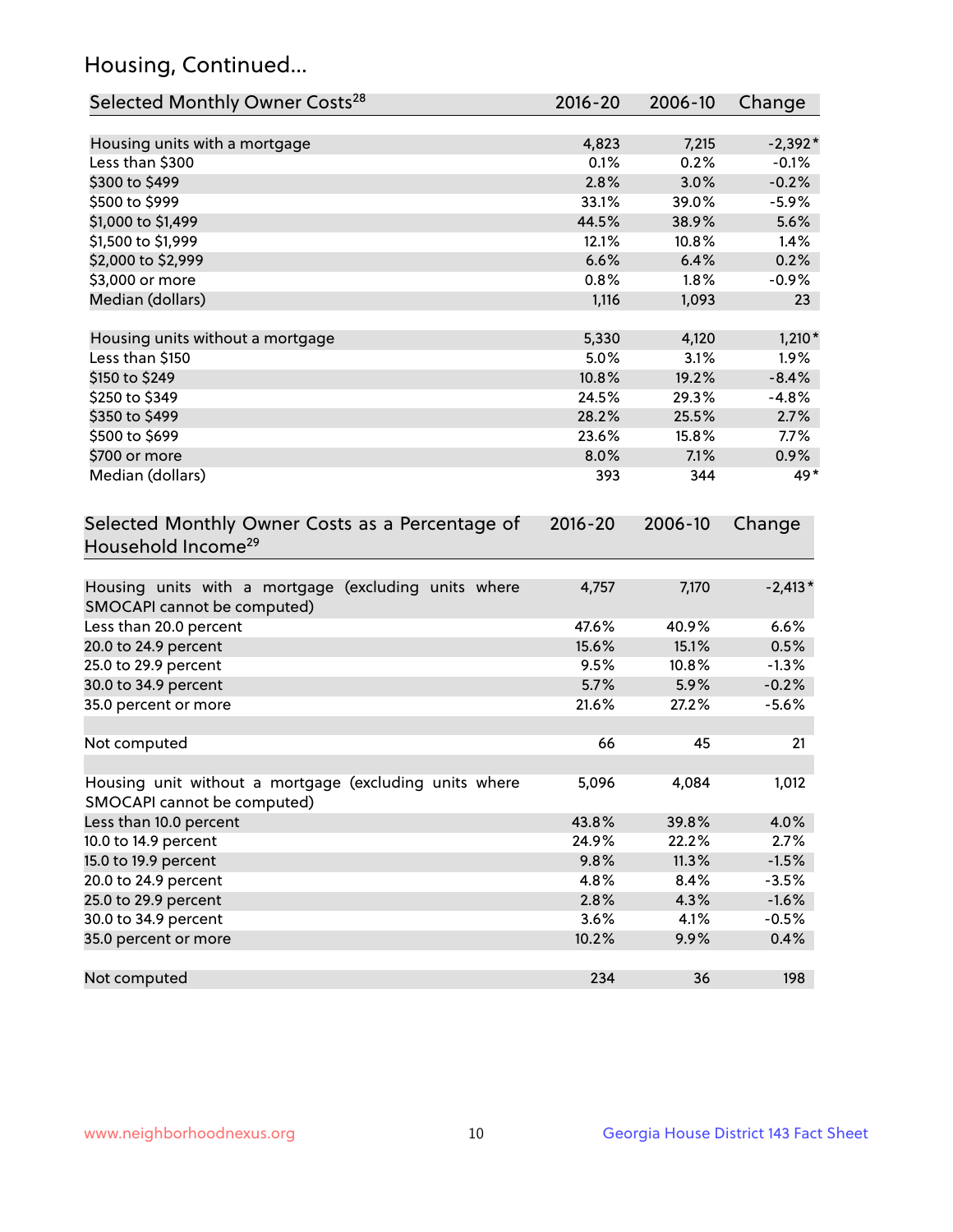## Housing, Continued...

| Selected Monthly Owner Costs[28] | 2016-20 | 2006-10 | Change |
|---|---|---|---|
| Housing units with a mortgage | 4,823 | 7,215 | -2,392* |
| Less than $300 | 0.1% | 0.2% | -0.1% |
| $300 to $499 | 2.8% | 3.0% | -0.2% |
| $500 to $999 | 33.1% | 39.0% | -5.9% |
| $1,000 to $1,499 | 44.5% | 38.9% | 5.6% |
| $1,500 to $1,999 | 12.1% | 10.8% | 1.4% |
| $2,000 to $2,999 | 6.6% | 6.4% | 0.2% |
| $3,000 or more | 0.8% | 1.8% | -0.9% |
| Median (dollars) | 1,116 | 1,093 | 23 |
| | | | |
| Housing units without a mortgage | 5,330 | 4,120 | 1,210* |
| Less than $150 | 5.0% | 3.1% | 1.9% |
| $150 to $249 | 10.8% | 19.2% | -8.4% |
| $250 to $349 | 24.5% | 29.3% | -4.8% |
| $350 to $499 | 28.2% | 25.5% | 2.7% |
| $500 to $699 | 23.6% | 15.8% | 7.7% |
| $700 or more | 8.0% | 7.1% | 0.9% |
| Median (dollars) | 393 | 344 | 49* |

| Selected Monthly Owner Costs as a Percentage of Household Income[29] | 2016-20 | 2006-10 | Change |
|---|---|---|---|
| Housing units with a mortgage (excluding units where SMOCAPI cannot be computed) | 4,757 | 7,170 | -2,413* |
| Less than 20.0 percent | 47.6% | 40.9% | 6.6% |
| 20.0 to 24.9 percent | 15.6% | 15.1% | 0.5% |
| 25.0 to 29.9 percent | 9.5% | 10.8% | -1.3% |
| 30.0 to 34.9 percent | 5.7% | 5.9% | -0.2% |
| 35.0 percent or more | 21.6% | 27.2% | -5.6% |
| | | | |
| Not computed | 66 | 45 | 21 |
| | | | |
| Housing unit without a mortgage (excluding units where SMOCAPI cannot be computed) | 5,096 | 4,084 | 1,012 |
| Less than 10.0 percent | 43.8% | 39.8% | 4.0% |
| 10.0 to 14.9 percent | 24.9% | 22.2% | 2.7% |
| 15.0 to 19.9 percent | 9.8% | 11.3% | -1.5% |
| 20.0 to 24.9 percent | 4.8% | 8.4% | -3.5% |
| 25.0 to 29.9 percent | 2.8% | 4.3% | -1.6% |
| 30.0 to 34.9 percent | 3.6% | 4.1% | -0.5% |
| 35.0 percent or more | 10.2% | 9.9% | 0.4% |
| | | | |
| Not computed | 234 | 36 | 198 |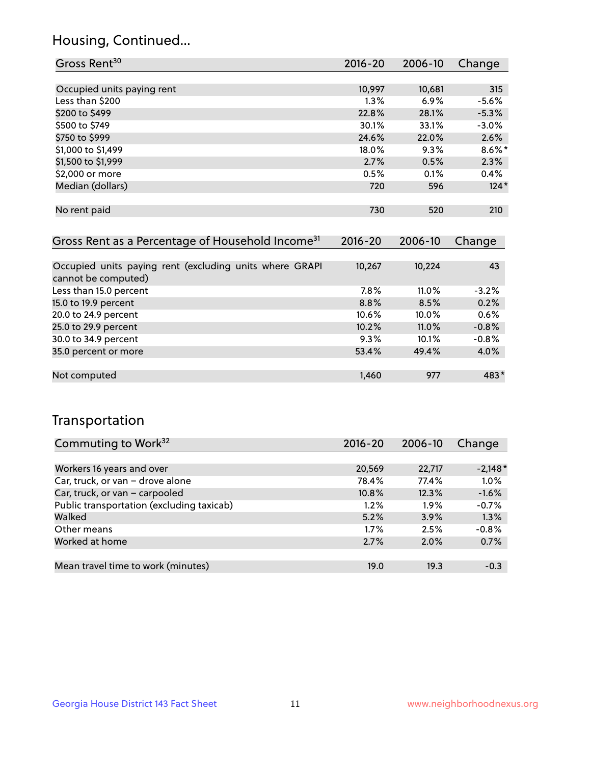## Housing, Continued...

| Gross Rent[30] | 2016-20 | 2006-10 | Change |
|---|---|---|---|
| Occupied units paying rent | 10,997 | 10,681 | 315 |
| Less than $200 | 1.3% | 6.9% | -5.6% |
| $200 to $499 | 22.8% | 28.1% | -5.3% |
| $500 to $749 | 30.1% | 33.1% | -3.0% |
| $750 to $999 | 24.6% | 22.0% | 2.6% |
| $1,000 to $1,499 | 18.0% | 9.3% | 8.6%* |
| $1,500 to $1,999 | 2.7% | 0.5% | 2.3% |
| $2,000 or more | 0.5% | 0.1% | 0.4% |
| Median (dollars) | 720 | 596 | 124* |
| No rent paid | 730 | 520 | 210 |

| Gross Rent as a Percentage of Household Income[31] | 2016-20 | 2006-10 | Change |
|---|---|---|---|
| Occupied units paying rent (excluding units where GRAPI cannot be computed) | 10,267 | 10,224 | 43 |
| Less than 15.0 percent | 7.8% | 11.0% | -3.2% |
| 15.0 to 19.9 percent | 8.8% | 8.5% | 0.2% |
| 20.0 to 24.9 percent | 10.6% | 10.0% | 0.6% |
| 25.0 to 29.9 percent | 10.2% | 11.0% | -0.8% |
| 30.0 to 34.9 percent | 9.3% | 10.1% | -0.8% |
| 35.0 percent or more | 53.4% | 49.4% | 4.0% |
| Not computed | 1,460 | 977 | 483* |

## Transportation

| Commuting to Work[32] | 2016-20 | 2006-10 | Change |
|---|---|---|---|
| Workers 16 years and over | 20,569 | 22,717 | -2,148* |
| Car, truck, or van – drove alone | 78.4% | 77.4% | 1.0% |
| Car, truck, or van – carpooled | 10.8% | 12.3% | -1.6% |
| Public transportation (excluding taxicab) | 1.2% | 1.9% | -0.7% |
| Walked | 5.2% | 3.9% | 1.3% |
| Other means | 1.7% | 2.5% | -0.8% |
| Worked at home | 2.7% | 2.0% | 0.7% |
| Mean travel time to work (minutes) | 19.0 | 19.3 | -0.3 |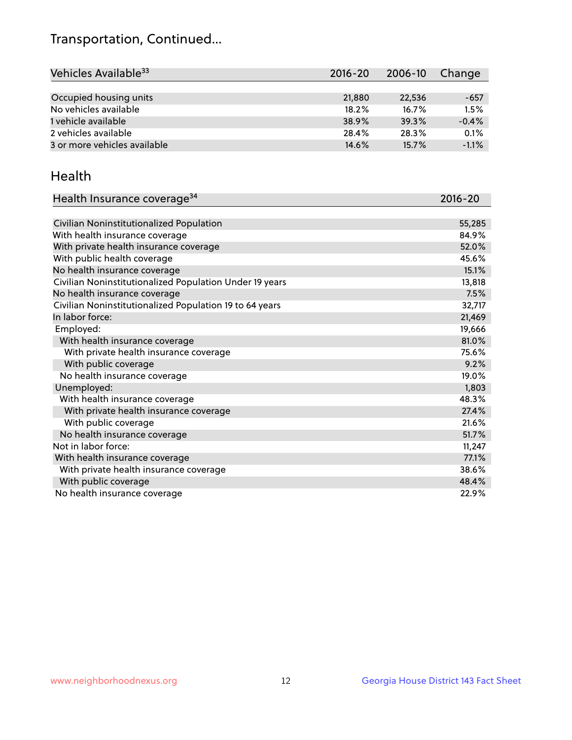## Transportation, Continued...

| Vehicles Available[33] | 2016-20 | 2006-10 | Change |
|---|---|---|---|
| Occupied housing units | 21,880 | 22,536 | -657 |
| No vehicles available | 18.2% | 16.7% | 1.5% |
| 1 vehicle available | 38.9% | 39.3% | -0.4% |
| 2 vehicles available | 28.4% | 28.3% | 0.1% |
| 3 or more vehicles available | 14.6% | 15.7% | -1.1% |

## Health

| Health Insurance coverage[34] | 2016-20 |
|---|---|
| Civilian Noninstitutionalized Population | 55,285 |
| With health insurance coverage | 84.9% |
| With private health insurance coverage | 52.0% |
| With public health coverage | 45.6% |
| No health insurance coverage | 15.1% |
| Civilian Noninstitutionalized Population Under 19 years | 13,818 |
| No health insurance coverage | 7.5% |
| Civilian Noninstitutionalized Population 19 to 64 years | 32,717 |
| In labor force: | 21,469 |
| Employed: | 19,666 |
| With health insurance coverage | 81.0% |
| With private health insurance coverage | 75.6% |
| With public coverage | 9.2% |
| No health insurance coverage | 19.0% |
| Unemployed: | 1,803 |
| With health insurance coverage | 48.3% |
| With private health insurance coverage | 27.4% |
| With public coverage | 21.6% |
| No health insurance coverage | 51.7% |
| Not in labor force: | 11,247 |
| With health insurance coverage | 77.1% |
| With private health insurance coverage | 38.6% |
| With public coverage | 48.4% |
| No health insurance coverage | 22.9% |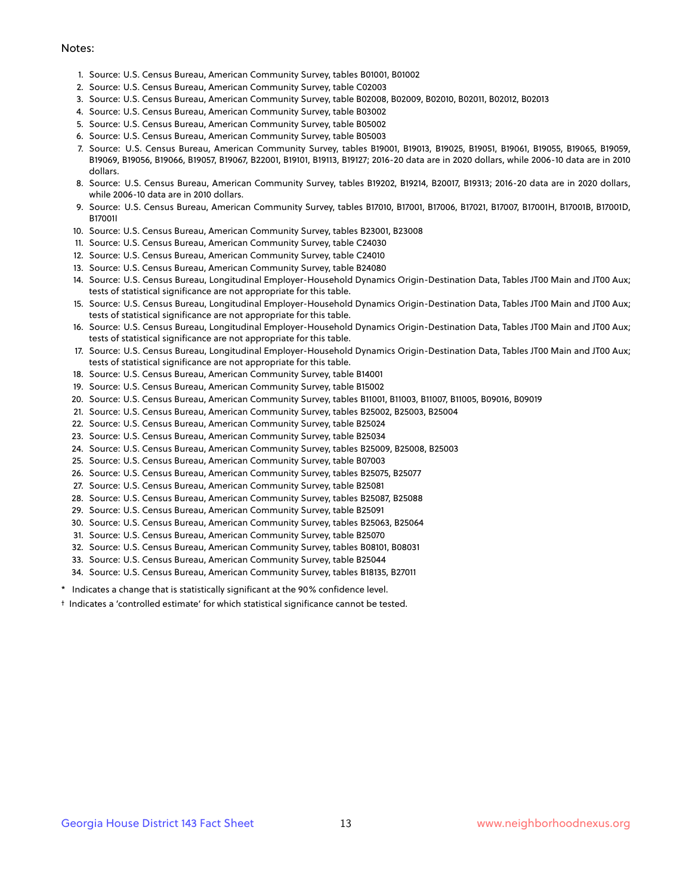Notes:

1. Source: U.S. Census Bureau, American Community Survey, tables B01001, B01002
2. Source: U.S. Census Bureau, American Community Survey, table C02003
3. Source: U.S. Census Bureau, American Community Survey, table B02008, B02009, B02010, B02011, B02012, B02013
4. Source: U.S. Census Bureau, American Community Survey, table B03002
5. Source: U.S. Census Bureau, American Community Survey, table B05002
6. Source: U.S. Census Bureau, American Community Survey, table B05003
7. Source: U.S. Census Bureau, American Community Survey, tables B19001, B19013, B19025, B19051, B19061, B19055, B19065, B19059, B19069, B19056, B19066, B19057, B19067, B22001, B19101, B19113, B19127; 2016-20 data are in 2020 dollars, while 2006-10 data are in 2010 dollars.
8. Source: U.S. Census Bureau, American Community Survey, tables B19202, B19214, B20017, B19313; 2016-20 data are in 2020 dollars, while 2006-10 data are in 2010 dollars.
9. Source: U.S. Census Bureau, American Community Survey, tables B17010, B17001, B17006, B17021, B17007, B17001H, B17001B, B17001D, B17001I
10. Source: U.S. Census Bureau, American Community Survey, tables B23001, B23008
11. Source: U.S. Census Bureau, American Community Survey, table C24030
12. Source: U.S. Census Bureau, American Community Survey, table C24010
13. Source: U.S. Census Bureau, American Community Survey, table B24080
14. Source: U.S. Census Bureau, Longitudinal Employer-Household Dynamics Origin-Destination Data, Tables JT00 Main and JT00 Aux; tests of statistical significance are not appropriate for this table.
15. Source: U.S. Census Bureau, Longitudinal Employer-Household Dynamics Origin-Destination Data, Tables JT00 Main and JT00 Aux; tests of statistical significance are not appropriate for this table.
16. Source: U.S. Census Bureau, Longitudinal Employer-Household Dynamics Origin-Destination Data, Tables JT00 Main and JT00 Aux; tests of statistical significance are not appropriate for this table.
17. Source: U.S. Census Bureau, Longitudinal Employer-Household Dynamics Origin-Destination Data, Tables JT00 Main and JT00 Aux; tests of statistical significance are not appropriate for this table.
18. Source: U.S. Census Bureau, American Community Survey, table B14001
19. Source: U.S. Census Bureau, American Community Survey, table B15002
20. Source: U.S. Census Bureau, American Community Survey, tables B11001, B11003, B11007, B11005, B09016, B09019
21. Source: U.S. Census Bureau, American Community Survey, tables B25002, B25003, B25004
22. Source: U.S. Census Bureau, American Community Survey, table B25024
23. Source: U.S. Census Bureau, American Community Survey, table B25034
24. Source: U.S. Census Bureau, American Community Survey, tables B25009, B25008, B25003
25. Source: U.S. Census Bureau, American Community Survey, table B07003
26. Source: U.S. Census Bureau, American Community Survey, tables B25075, B25077
27. Source: U.S. Census Bureau, American Community Survey, table B25081
28. Source: U.S. Census Bureau, American Community Survey, tables B25087, B25088
29. Source: U.S. Census Bureau, American Community Survey, table B25091
30. Source: U.S. Census Bureau, American Community Survey, tables B25063, B25064
31. Source: U.S. Census Bureau, American Community Survey, table B25070
32. Source: U.S. Census Bureau, American Community Survey, tables B08101, B08031
33. Source: U.S. Census Bureau, American Community Survey, table B25044
34. Source: U.S. Census Bureau, American Community Survey, tables B18135, B27011

\* Indicates a change that is statistically significant at the 90% confidence level.

† Indicates a 'controlled estimate' for which statistical significance cannot be tested.